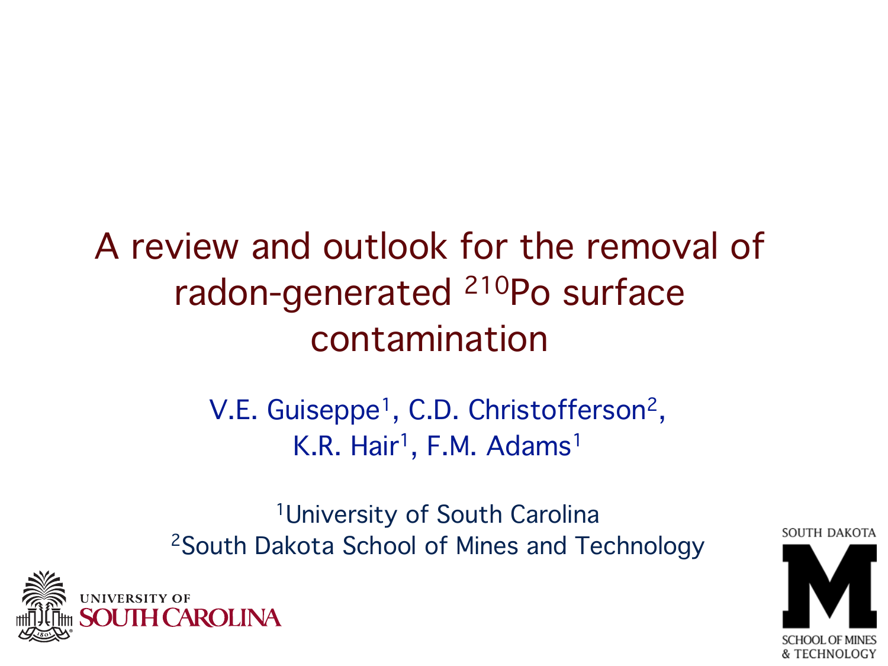# A review and outlook for the removal of radon-generated $^{210}$Po surface contamination

V.E. Guiseppe[1], C.D. Christofferson[2], K.R. Hair[1], F.M. Adams[1]

[1]University of South Carolina
[2]South Dakota School of Mines and Technology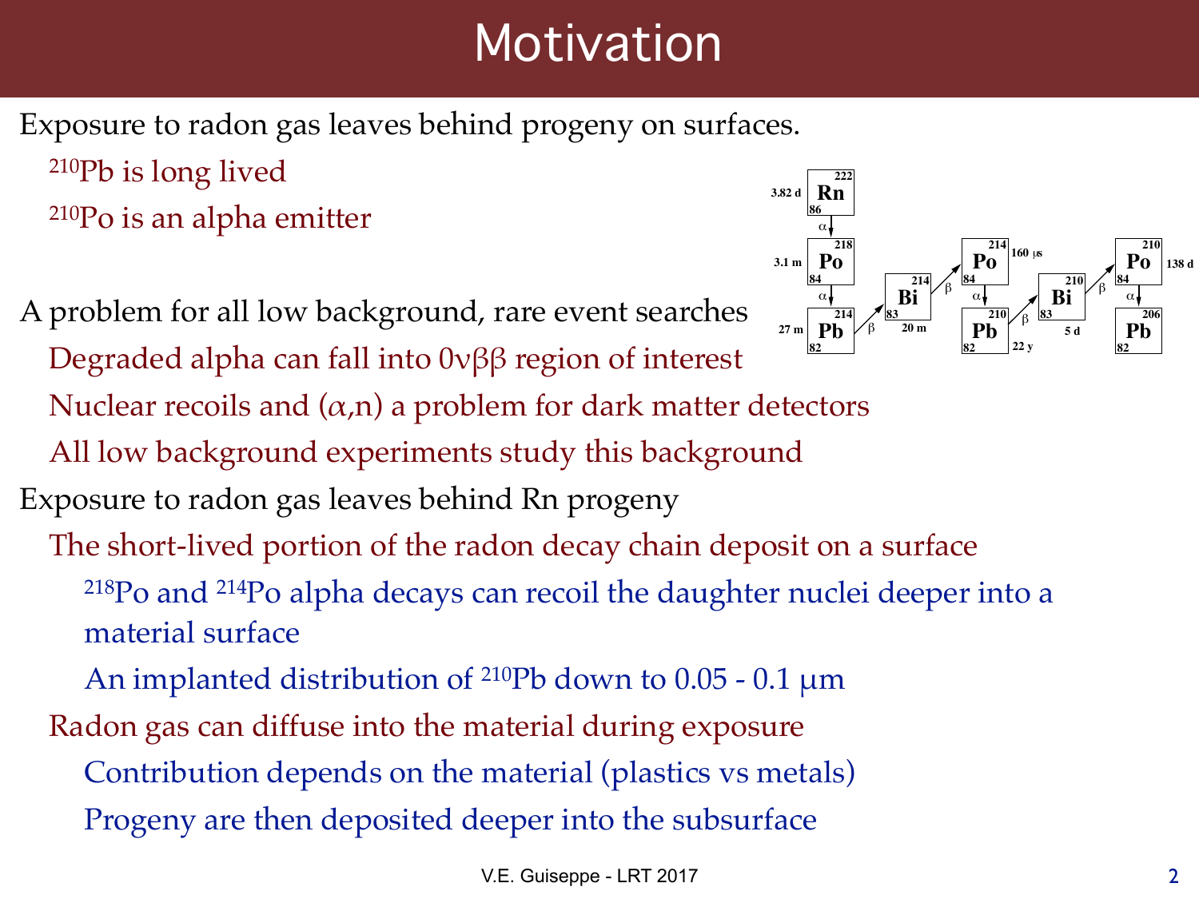# Motivation

Exposure to radon gas leaves behind progeny on surfaces.

- $^{210}$Pb is long lived
- $^{210}$Po is an alpha emitter

A problem for all low background, rare event searches

- Degraded alpha can fall into $0\nu\beta\beta$ region of interest
- Nuclear recoils and ($\alpha$,n) a problem for dark matter detectors
- All low background experiments study this background

Exposure to radon gas leaves behind Rn progeny

- The short-lived portion of the radon decay chain deposit on a surface
  - $^{218}$Po and $^{214}$Po alpha decays can recoil the daughter nuclei deeper into a material surface
  - An implanted distribution of $^{210}$Pb down to 0.05 - 0.1 μm
- Radon gas can diffuse into the material during exposure
  - Contribution depends on the material (plastics vs metals)
  - Progeny are then deposited deeper into the subsurface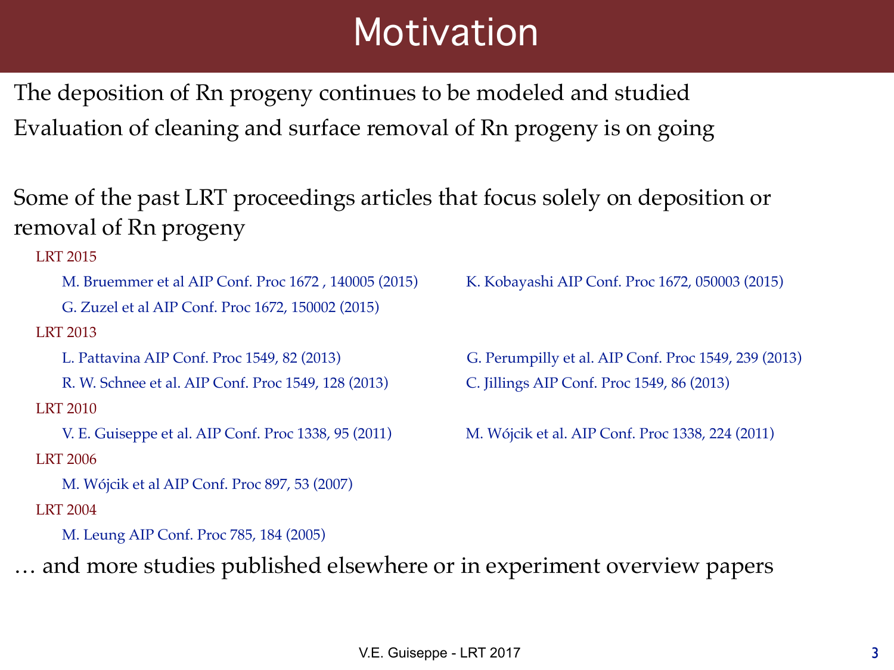# Motivation

The deposition of Rn progeny continues to be modeled and studied

Evaluation of cleaning and surface removal of Rn progeny is on going

Some of the past LRT proceedings articles that focus solely on deposition or removal of Rn progeny

LRT 2015

- M. Bruemmer et al AIP Conf. Proc 1672 , 140005 (2015)
- K. Kobayashi AIP Conf. Proc 1672, 050003 (2015)
- G. Zuzel et al AIP Conf. Proc 1672, 150002 (2015)

LRT 2013

- L. Pattavina AIP Conf. Proc 1549, 82 (2013)
- G. Perumpilly et al. AIP Conf. Proc 1549, 239 (2013)
- R. W. Schnee et al. AIP Conf. Proc 1549, 128 (2013)
- C. Jillings AIP Conf. Proc 1549, 86 (2013)

LRT 2010

- V. E. Guiseppe et al. AIP Conf. Proc 1338, 95 (2011)
- M. Wójcik et al. AIP Conf. Proc 1338, 224 (2011)

LRT 2006

- M. Wójcik et al AIP Conf. Proc 897, 53 (2007)

LRT 2004

- M. Leung AIP Conf. Proc 785, 184 (2005)

… and more studies published elsewhere or in experiment overview papers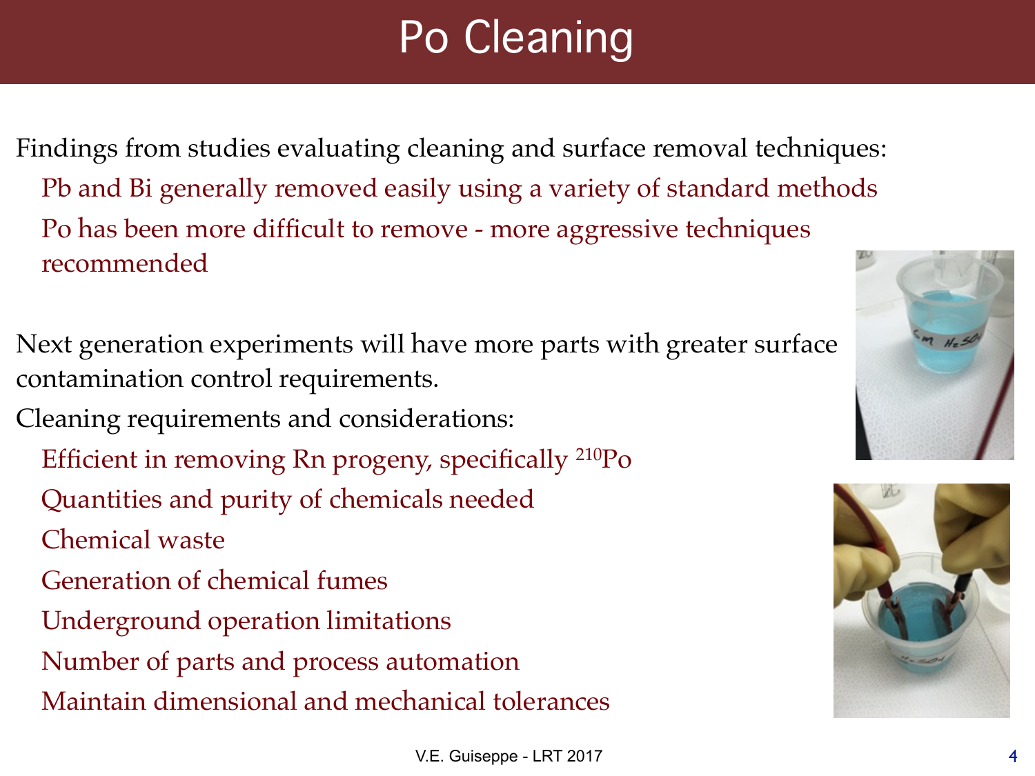# Po Cleaning

Findings from studies evaluating cleaning and surface removal techniques:

- Pb and Bi generally removed easily using a variety of standard methods
- Po has been more difficult to remove - more aggressive techniques recommended

Next generation experiments will have more parts with greater surface contamination control requirements.

Cleaning requirements and considerations:

- Efficient in removing Rn progeny, specifically $^{210}$Po
- Quantities and purity of chemicals needed
- Chemical waste
- Generation of chemical fumes
- Underground operation limitations
- Number of parts and process automation
- Maintain dimensional and mechanical tolerances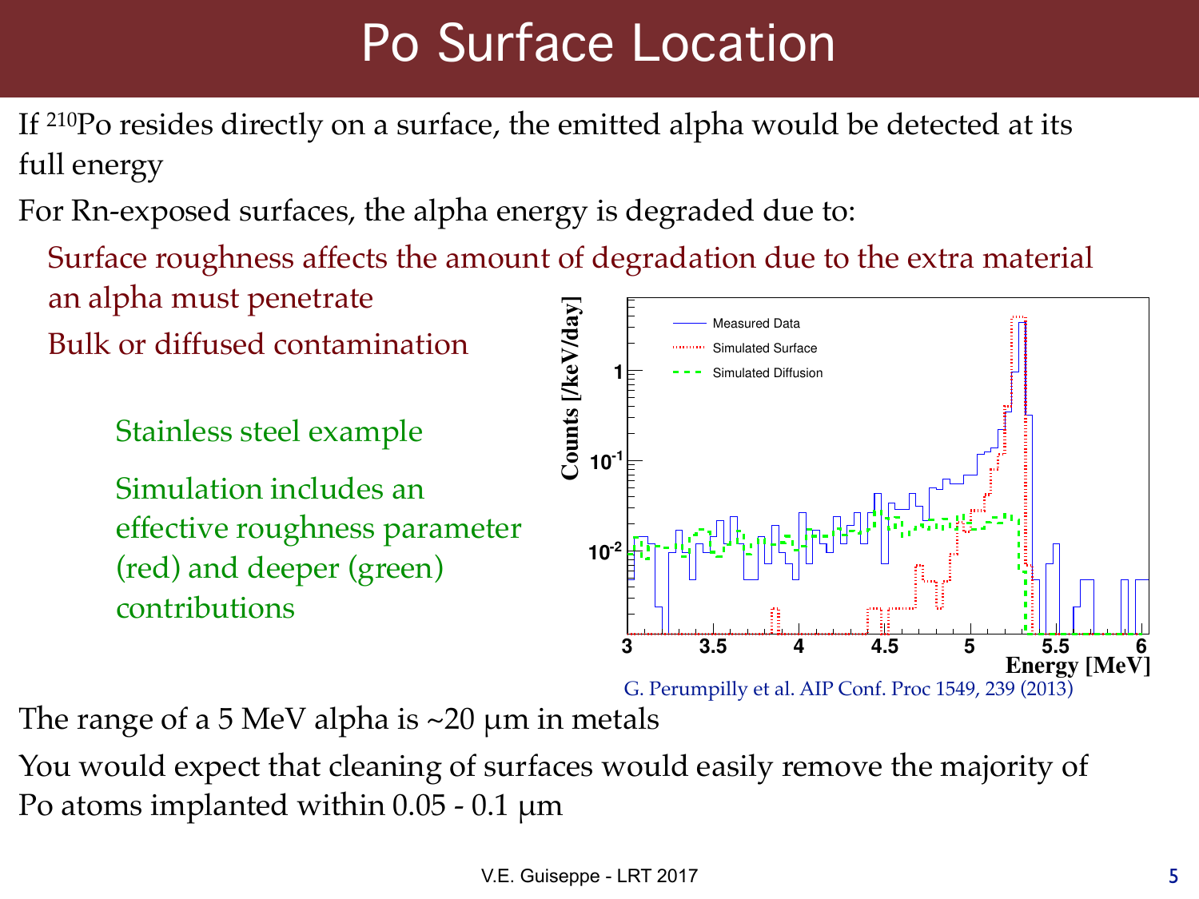# Po Surface Location

If $^{210}$Po resides directly on a surface, the emitted alpha would be detected at its full energy

For Rn-exposed surfaces, the alpha energy is degraded due to:

- Surface roughness affects the amount of degradation due to the extra material an alpha must penetrate
- Bulk or diffused contamination
  - Stainless steel example
  - Simulation includes an effective roughness parameter (red) and deeper (green) contributions

G. Perumpilly et al. AIP Conf. Proc 1549, 239 (2013)

The range of a 5 MeV alpha is ~20 μm in metals

You would expect that cleaning of surfaces would easily remove the majority of Po atoms implanted within 0.05 - 0.1 μm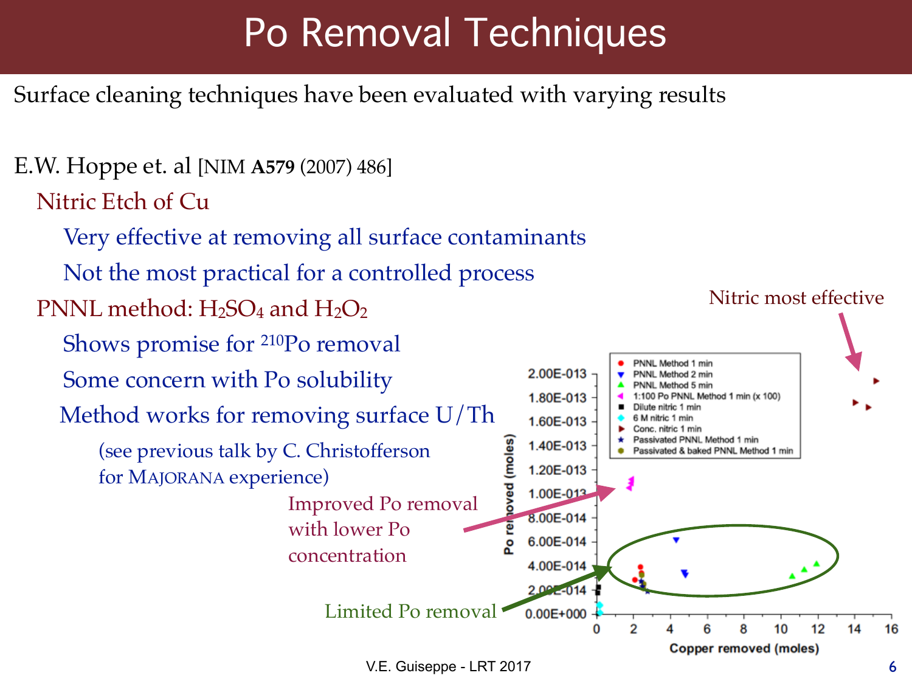# Po Removal Techniques

Surface cleaning techniques have been evaluated with varying results

E.W. Hoppe et. al [NIM **A579** (2007) 486]

- Nitric Etch of Cu
  - Very effective at removing all surface contaminants
  - Not the most practical for a controlled process
- PNNL method: $H_2SO_4$ and $H_2O_2$
  - Shows promise for $^{210}$Po removal
  - Some concern with Po solubility
  - Method works for removing surface U/Th
    - (see previous talk by C. Christofferson for MAJORANA experience)

Nitric most effective

Improved Po removal with lower Po concentration

Limited Po removal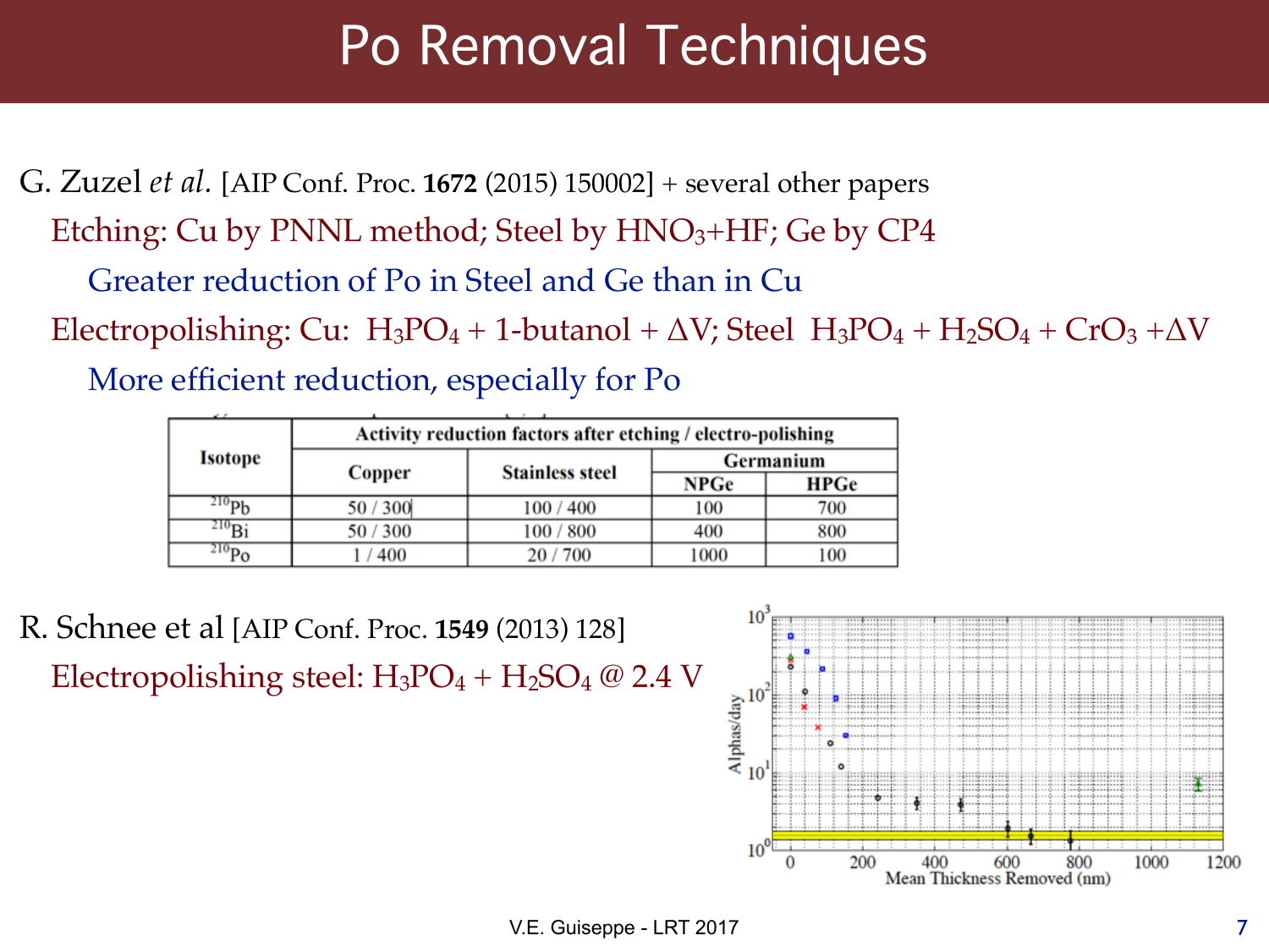# Po Removal Techniques

G. Zuzel *et al.* [AIP Conf. Proc. **1672** (2015) 150002] + several other papers

- Etching: Cu by PNNL method; Steel by $HNO_3$+HF; Ge by CP4
  - Greater reduction of Po in Steel and Ge than in Cu
- Electropolishing: Cu: $H_3PO_4$ + 1-butanol + $\Delta V$; Steel $H_3PO_4 + H_2SO_4 + CrO_3 + \Delta V$
  - More efficient reduction, especially for Po

| Isotope | Activity reduction factors after etching / electro-polishing | | | |
|---|---|---|---|---|
| | Copper | Stainless steel | Germanium | |
| | | | NPGe | HPGe |
| $^{210}$Pb | 50 / 300 | 100 / 400 | 100 | 700 |
| $^{210}$Bi | 50 / 300 | 100 / 800 | 400 | 800 |
| $^{210}$Po | 1 / 400 | 20 / 700 | 1000 | 100 |

R. Schnee et al [AIP Conf. Proc. **1549** (2013) 128]

- Electropolishing steel: $H_3PO_4 + H_2SO_4$ @ 2.4 V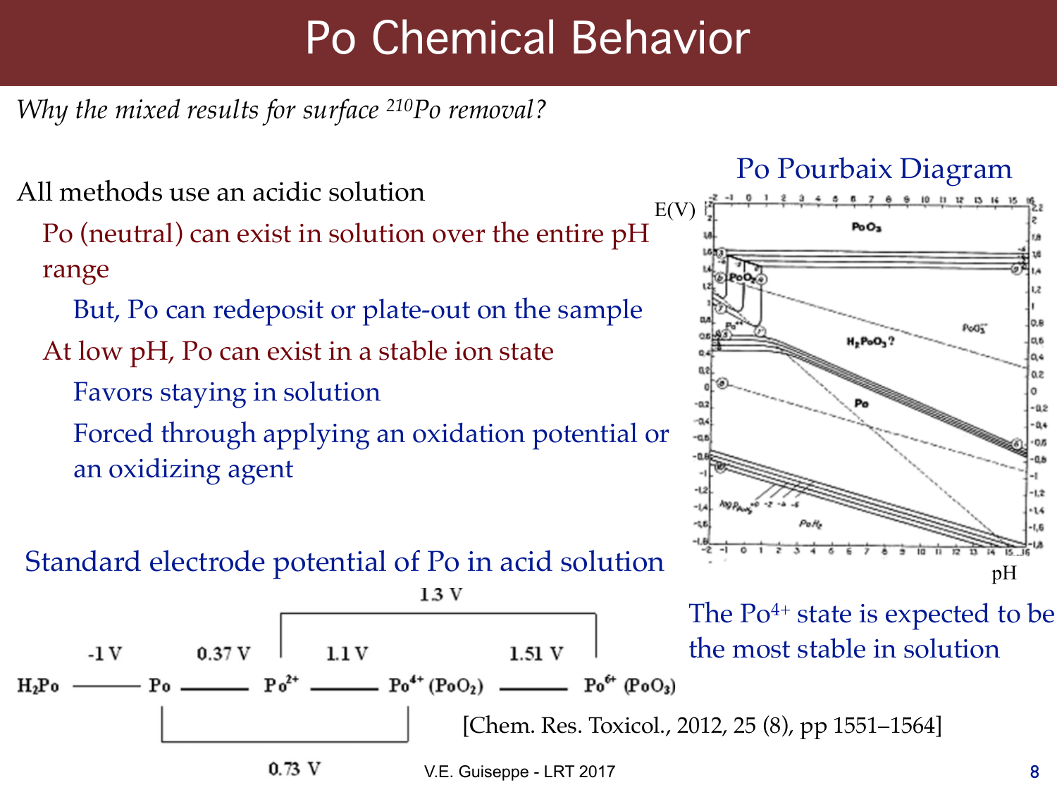# Po Chemical Behavior

*Why the mixed results for surface $^{210}$Po removal?*

All methods use an acidic solution

- Po (neutral) can exist in solution over the entire pH range
  - But, Po can redeposit or plate-out on the sample
- At low pH, Po can exist in a stable ion state
  - Favors staying in solution
  - Forced through applying an oxidation potential or an oxidizing agent

## Po Pourbaix Diagram

The $Po^{4+}$ state is expected to be the most stable in solution

## Standard electrode potential of Po in acid solution

$$H_2Po \xrightarrow{-1\,V} Po \xrightarrow{0.37\,V} Po^{2+} \xrightarrow{1.1\,V} Po^{4+}\,(PoO_2) \xrightarrow{1.51\,V} Po^{6+}\,(PoO_3)$$

- Po → $Po^{4+}$ ($PoO_2$): 0.73 V
- $Po^{2+}$ → $Po^{6+}$ ($PoO_3$): 1.3 V

[Chem. Res. Toxicol., 2012, 25 (8), pp 1551–1564]

V.E. Guiseppe - LRT 2017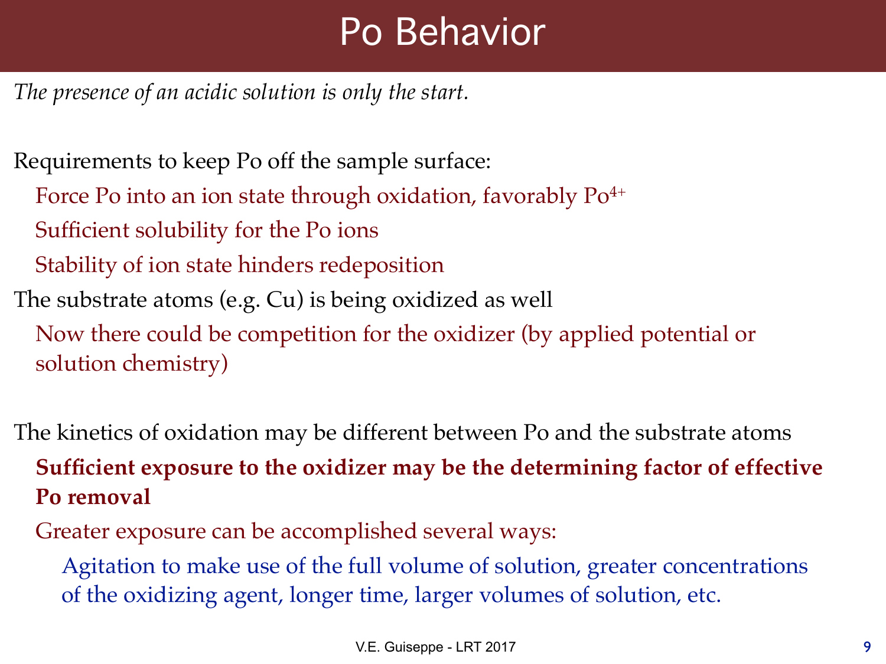# Po Behavior

*The presence of an acidic solution is only the start.*

Requirements to keep Po off the sample surface:

- Force Po into an ion state through oxidation, favorably $Po^{4+}$
- Sufficient solubility for the Po ions
- Stability of ion state hinders redeposition

The substrate atoms (e.g. Cu) is being oxidized as well

- Now there could be competition for the oxidizer (by applied potential or solution chemistry)

The kinetics of oxidation may be different between Po and the substrate atoms

- **Sufficient exposure to the oxidizer may be the determining factor of effective Po removal**
- Greater exposure can be accomplished several ways:
  - Agitation to make use of the full volume of solution, greater concentrations of the oxidizing agent, longer time, larger volumes of solution, etc.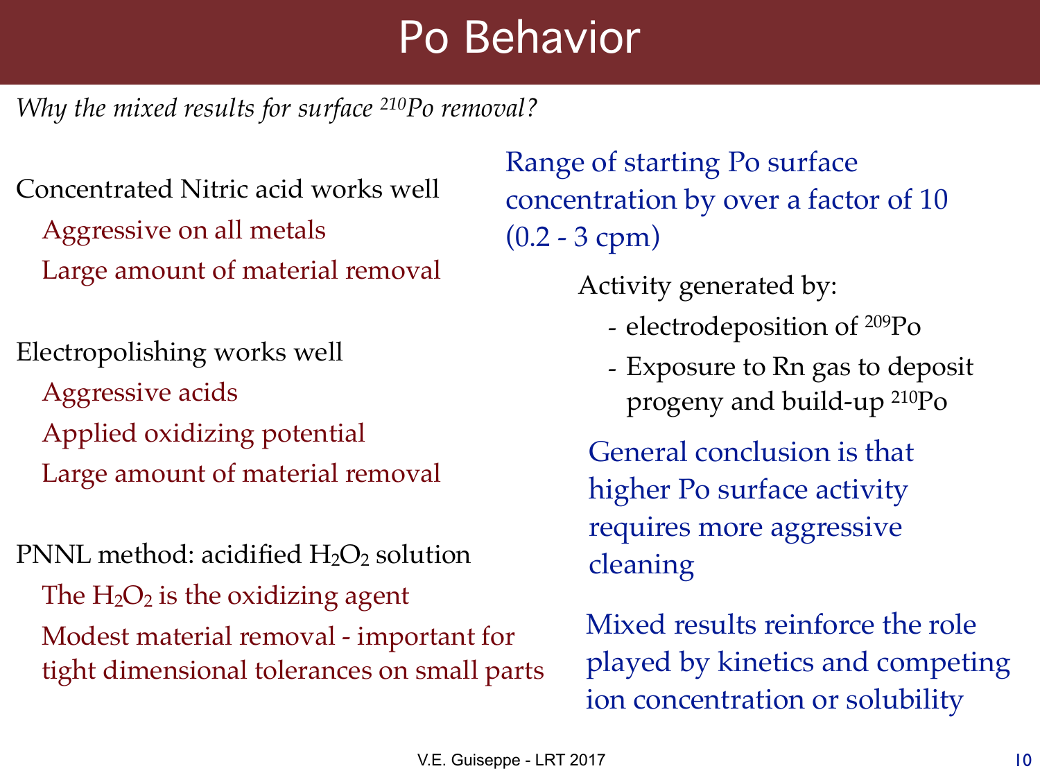# Po Behavior

*Why the mixed results for surface $^{210}$Po removal?*

Concentrated Nitric acid works well

- Aggressive on all metals
- Large amount of material removal

Electropolishing works well

- Aggressive acids
- Applied oxidizing potential
- Large amount of material removal

PNNL method: acidified $H_2O_2$ solution

- The $H_2O_2$ is the oxidizing agent
- Modest material removal - important for tight dimensional tolerances on small parts

Range of starting Po surface concentration by over a factor of 10 (0.2 - 3 cpm)

Activity generated by:

- electrodeposition of $^{209}$Po
- Exposure to Rn gas to deposit progeny and build-up $^{210}$Po

General conclusion is that higher Po surface activity requires more aggressive cleaning

Mixed results reinforce the role played by kinetics and competing ion concentration or solubility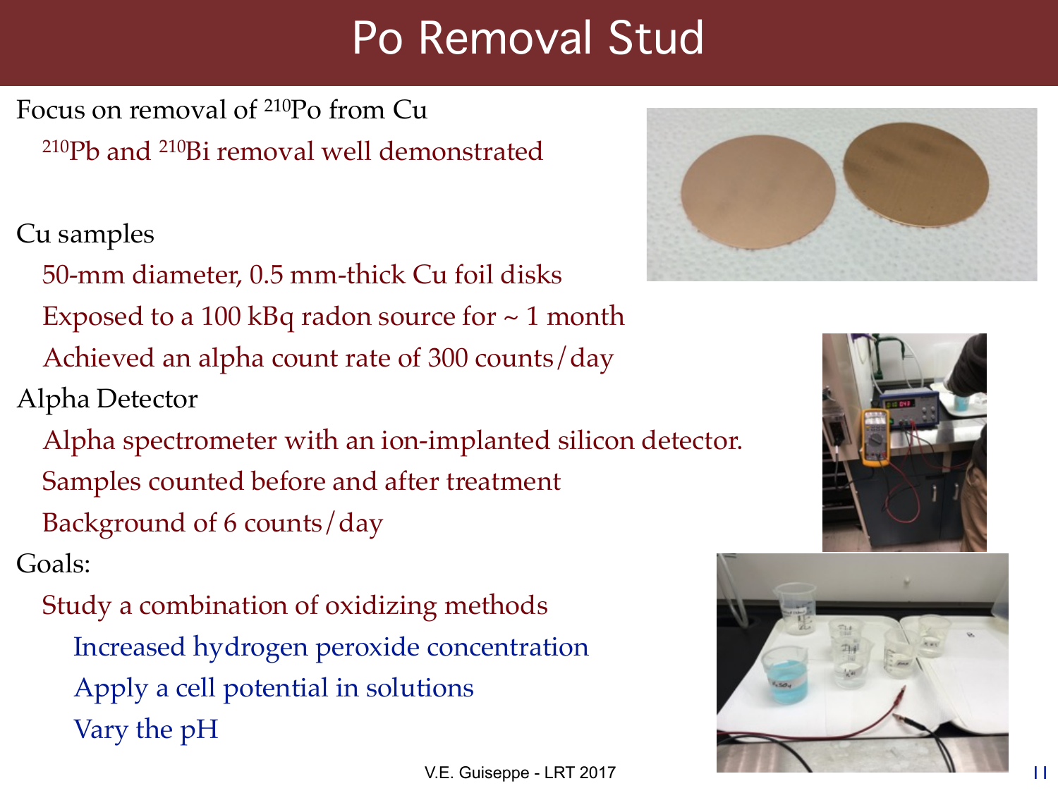# Po Removal Stud

Focus on removal of $^{210}Po$ from Cu

- $^{210}Pb$ and $^{210}Bi$ removal well demonstrated

Cu samples

- 50-mm diameter, 0.5 mm-thick Cu foil disks
- Exposed to a 100 kBq radon source for ~ 1 month
- Achieved an alpha count rate of 300 counts/day

Alpha Detector

- Alpha spectrometer with an ion-implanted silicon detector.
- Samples counted before and after treatment
- Background of 6 counts/day

Goals:

- Study a combination of oxidizing methods
  - Increased hydrogen peroxide concentration
  - Apply a cell potential in solutions
  - Vary the pH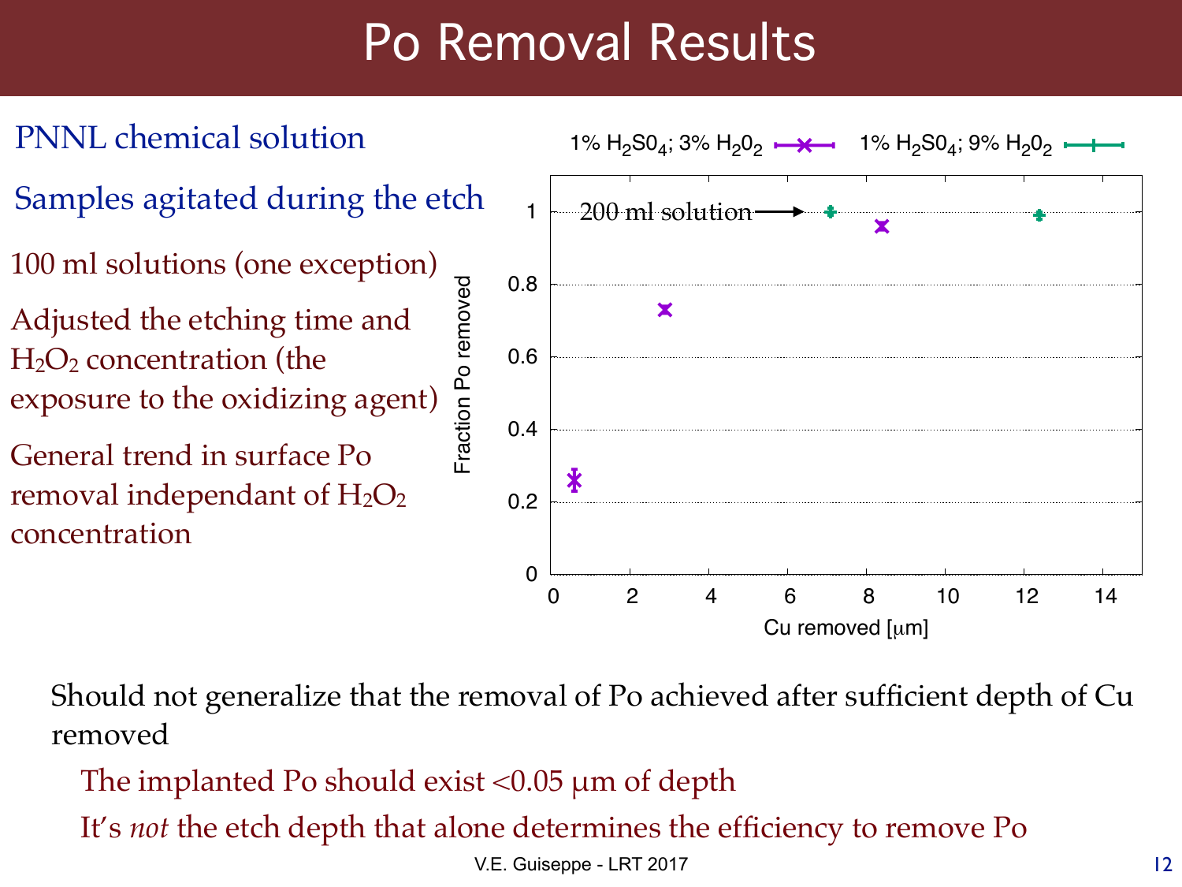# Po Removal Results

PNNL chemical solution

Samples agitated during the etch

- 100 ml solutions (one exception)
- Adjusted the etching time and $H_2O_2$ concentration (the exposure to the oxidizing agent)
- General trend in surface Po removal independant of $H_2O_2$ concentration

Legend: 1% $H_2SO_4$; 3% $H_2O_2$ — 1% $H_2SO_4$; 9% $H_2O_2$

Annotation: 200 ml solution

Y-axis: Fraction Po removed (0 to 1)

X-axis: Cu removed [μm] (0 to 14)

Should not generalize that the removal of Po achieved after sufficient depth of Cu removed

- The implanted Po should exist <0.05 μm of depth
- It's *not* the etch depth that alone determines the efficiency to remove Po

V.E. Guiseppe - LRT 2017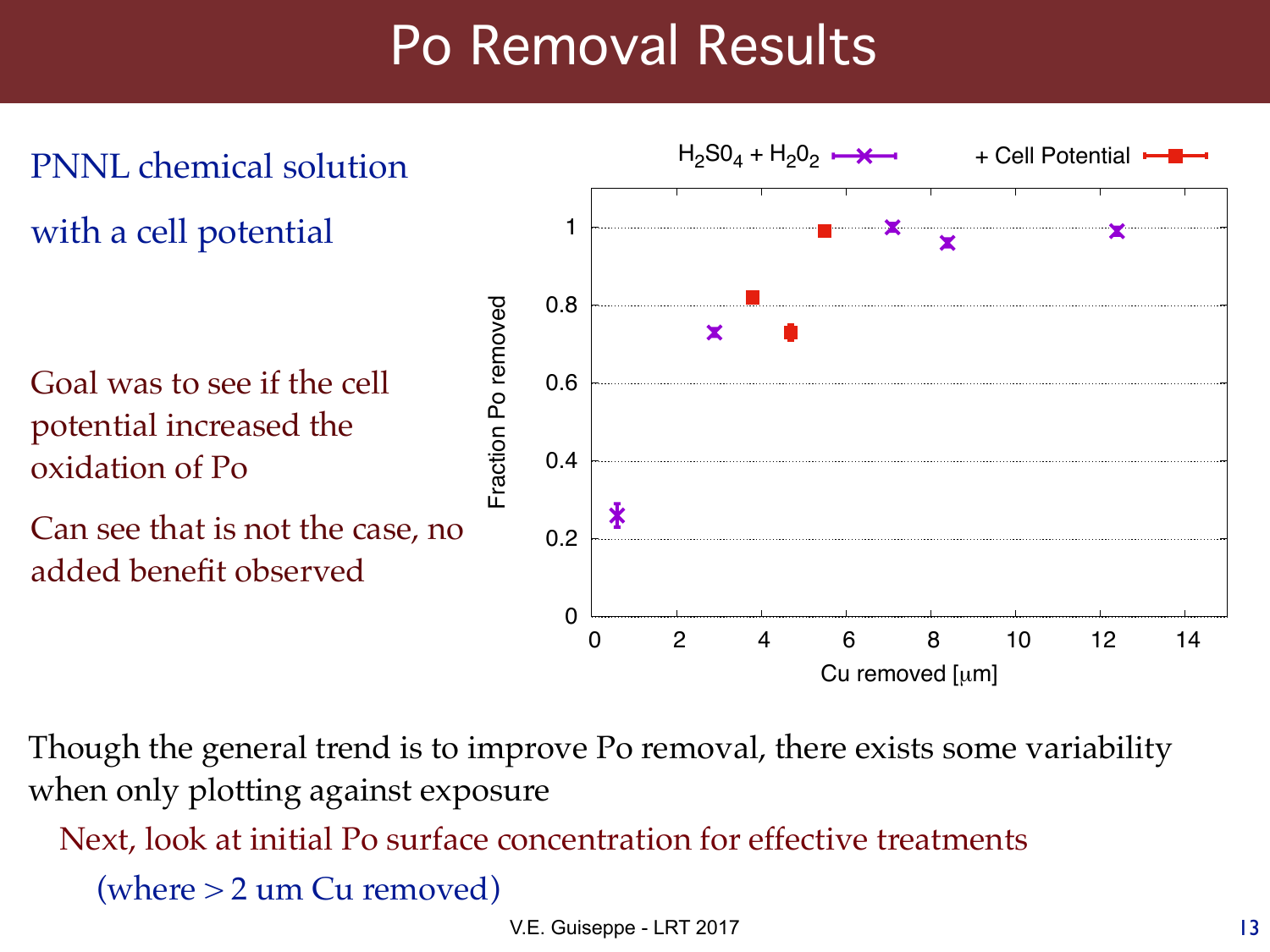# Po Removal Results

PNNL chemical solution

with a cell potential

Goal was to see if the cell potential increased the oxidation of Po

Can see that is not the case, no added benefit observed

$H_2SO_4 + H_2O_2$ | + Cell Potential

Fraction Po removed

Cu removed [μm]

Though the general trend is to improve Po removal, there exists some variability when only plotting against exposure

Next, look at initial Po surface concentration for effective treatments

(where > 2 um Cu removed)

V.E. Guiseppe - LRT 2017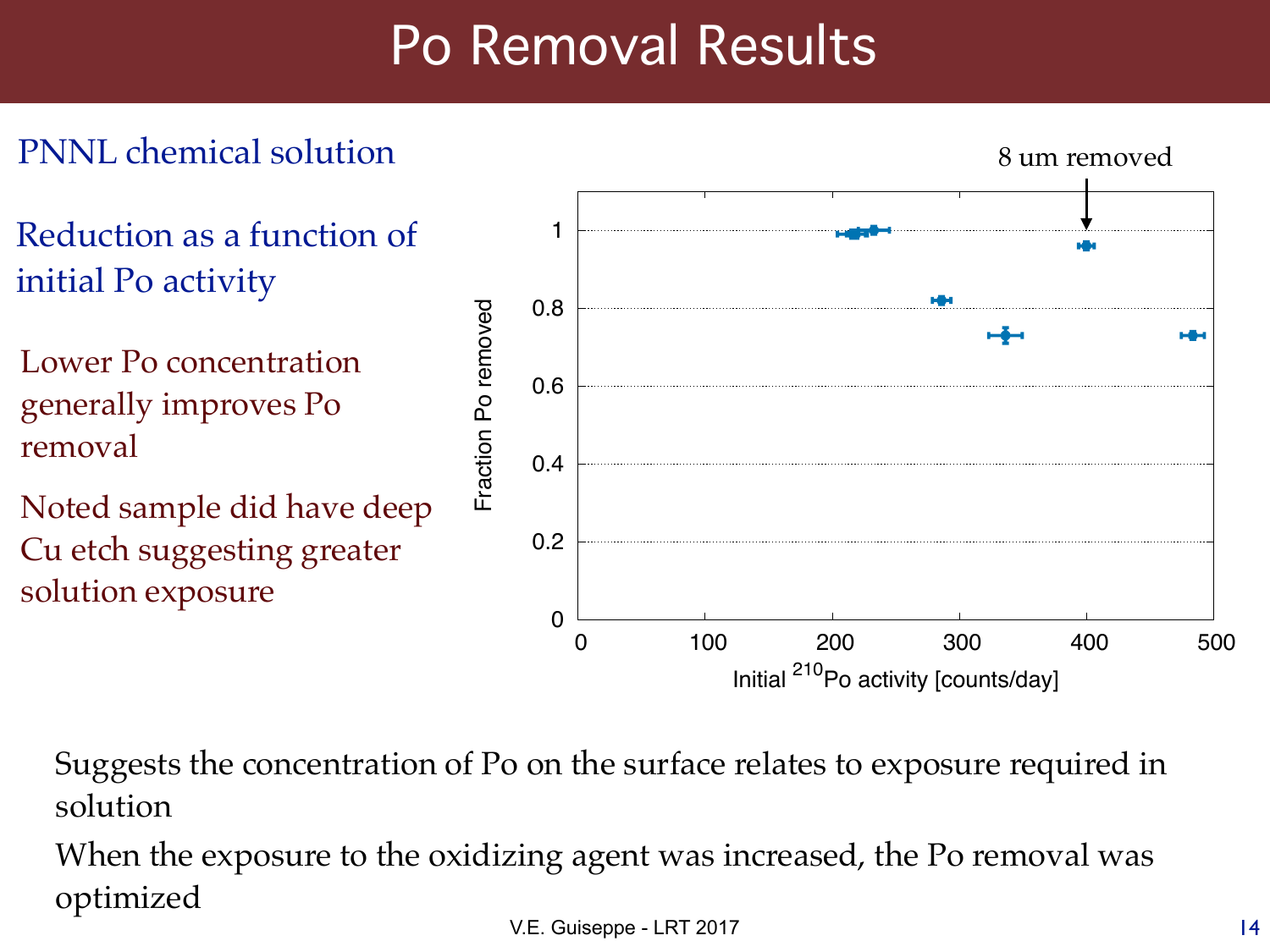# Po Removal Results

PNNL chemical solution

Reduction as a function of initial Po activity

Lower Po concentration generally improves Po removal

Noted sample did have deep Cu etch suggesting greater solution exposure

Suggests the concentration of Po on the surface relates to exposure required in solution

When the exposure to the oxidizing agent was increased, the Po removal was optimized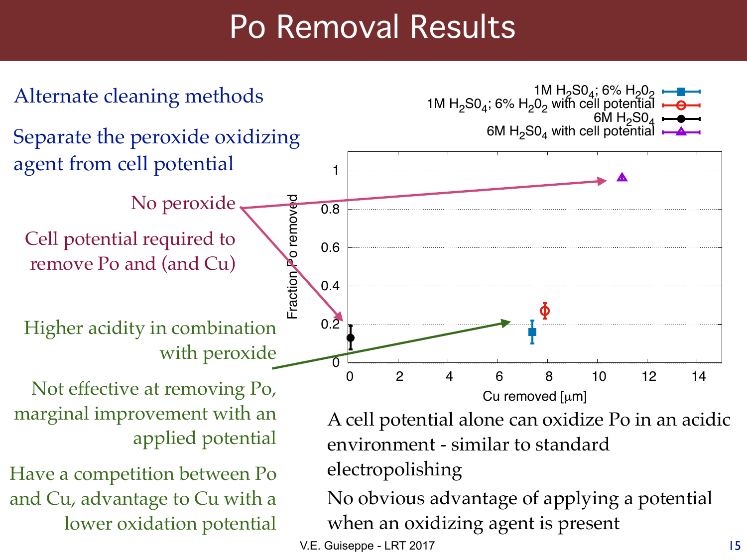# Po Removal Results

Alternate cleaning methods

Separate the peroxide oxidizing agent from cell potential

No peroxide

Cell potential required to remove Po and (and Cu)

Higher acidity in combination with peroxide

Not effective at removing Po, marginal improvement with an applied potential

Have a competition between Po and Cu, advantage to Cu with a lower oxidation potential

Legend:
- 1M $H_2SO_4$; 6% $H_2O_2$
- 1M $H_2SO_4$; 6% $H_2O_2$ with cell potential
- 6M $H_2SO_4$
- 6M $H_2SO_4$ with cell potential

Fraction Po removed vs. Cu removed [μm]

A cell potential alone can oxidize Po in an acidic environment - similar to standard electropolishing

No obvious advantage of applying a potential when an oxidizing agent is present

V.E. Guiseppe - LRT 2017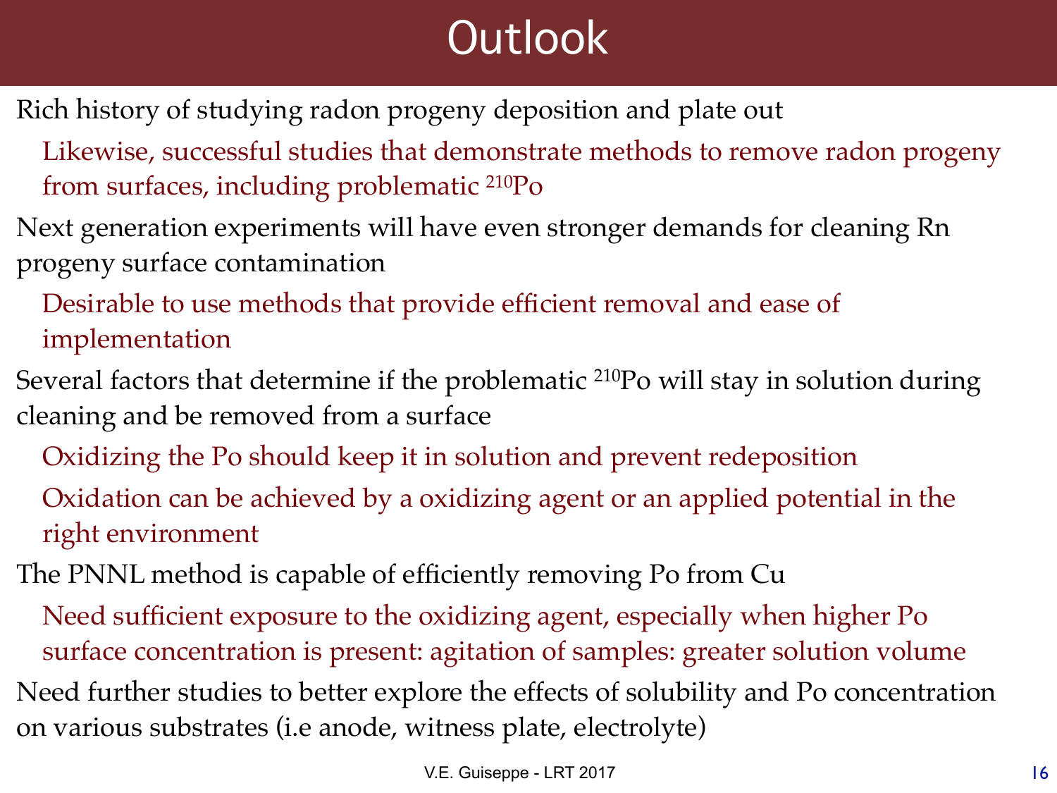# Outlook

- Rich history of studying radon progeny deposition and plate out
  - Likewise, successful studies that demonstrate methods to remove radon progeny from surfaces, including problematic $^{210}$Po
- Next generation experiments will have even stronger demands for cleaning Rn progeny surface contamination
  - Desirable to use methods that provide efficient removal and ease of implementation
- Several factors that determine if the problematic $^{210}$Po will stay in solution during cleaning and be removed from a surface
  - Oxidizing the Po should keep it in solution and prevent redeposition
  - Oxidation can be achieved by a oxidizing agent or an applied potential in the right environment
- The PNNL method is capable of efficiently removing Po from Cu
  - Need sufficient exposure to the oxidizing agent, especially when higher Po surface concentration is present: agitation of samples: greater solution volume
- Need further studies to better explore the effects of solubility and Po concentration on various substrates (i.e anode, witness plate, electrolyte)